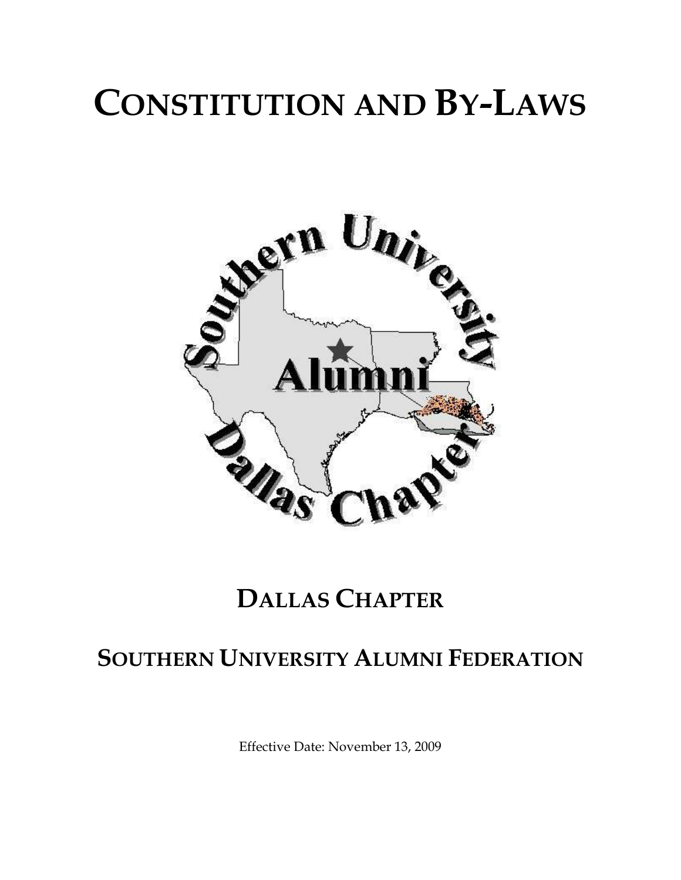# CONSTITUTION AND BY-LAWS

## DALLAS CHAPTER

## SOUTHERN UNIVERSITY ALUMNI FEDERATION

Effective Date: November 13, 2009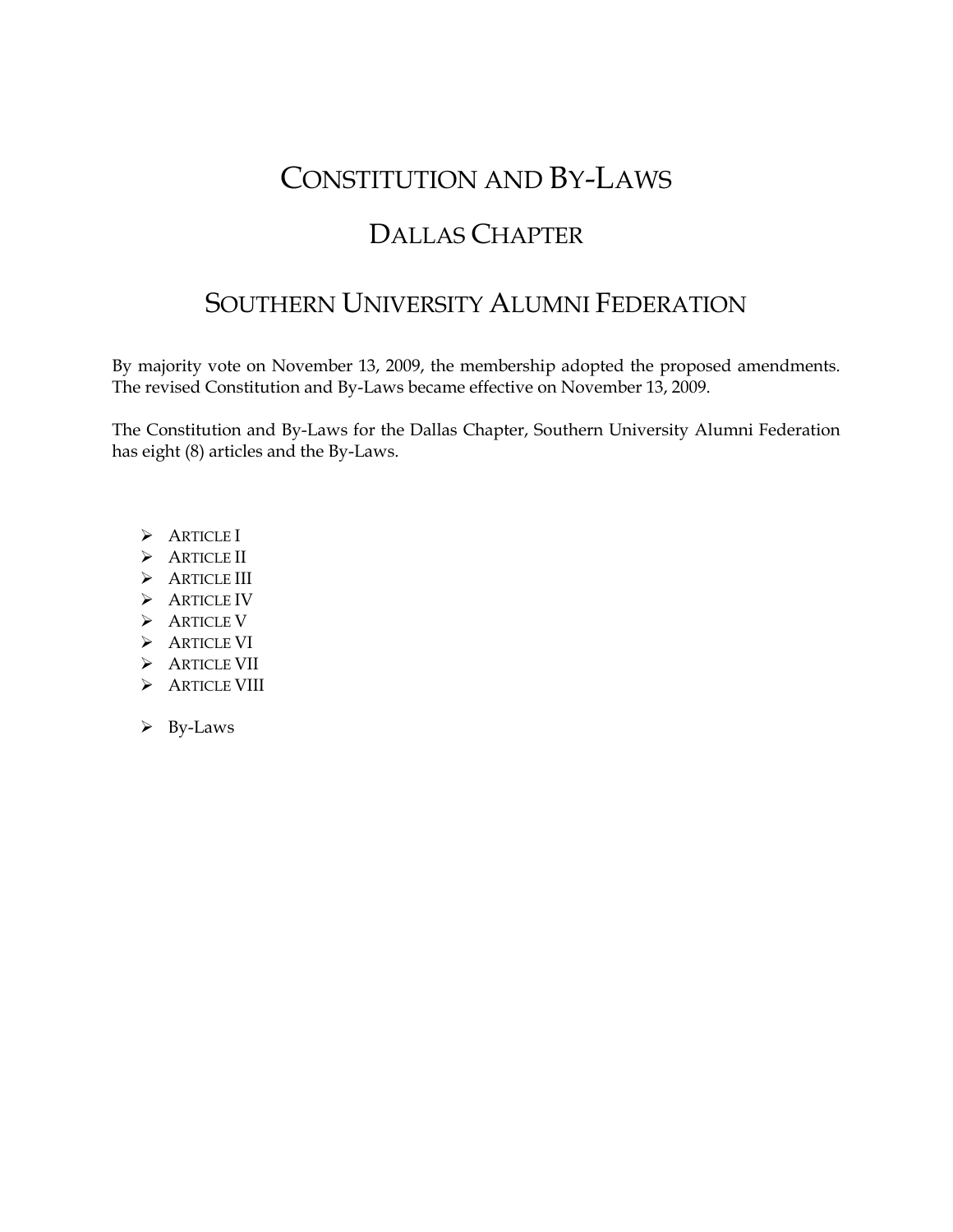# Constitution and By-Laws

## Dallas Chapter

## Southern University Alumni Federation

By majority vote on November 13, 2009, the membership adopted the proposed amendments. The revised Constitution and By-Laws became effective on November 13, 2009.

The Constitution and By-Laws for the Dallas Chapter, Southern University Alumni Federation has eight (8) articles and the By-Laws.

- Article I
- Article II
- Article III
- Article IV
- Article V
- Article VI
- Article VII
- Article VIII

- By-Laws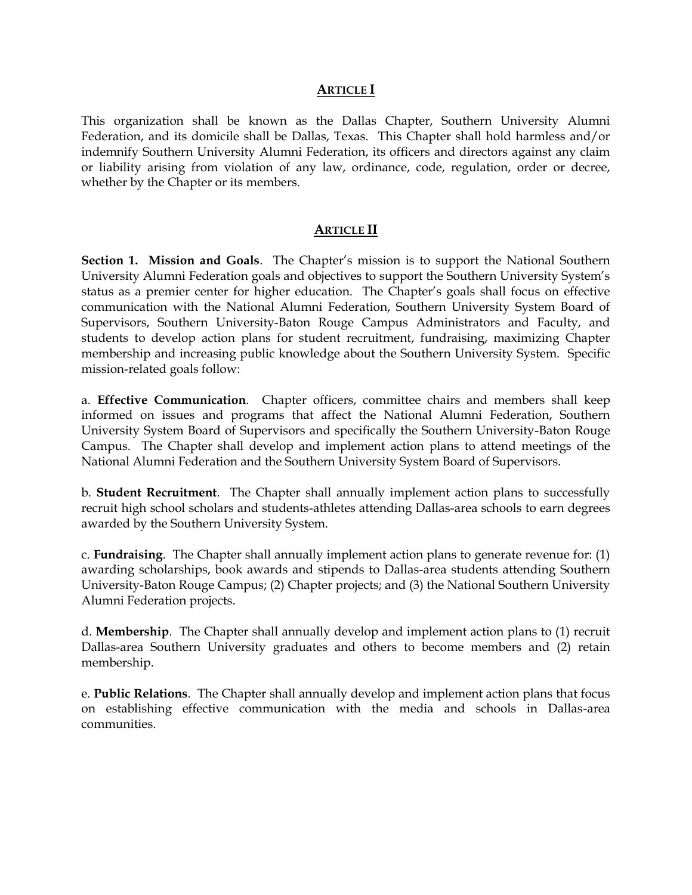## ARTICLE I

This organization shall be known as the Dallas Chapter, Southern University Alumni Federation, and its domicile shall be Dallas, Texas. This Chapter shall hold harmless and/or indemnify Southern University Alumni Federation, its officers and directors against any claim or liability arising from violation of any law, ordinance, code, regulation, order or decree, whether by the Chapter or its members.

## ARTICLE II

**Section 1. Mission and Goals**. The Chapter's mission is to support the National Southern University Alumni Federation goals and objectives to support the Southern University System's status as a premier center for higher education. The Chapter's goals shall focus on effective communication with the National Alumni Federation, Southern University System Board of Supervisors, Southern University-Baton Rouge Campus Administrators and Faculty, and students to develop action plans for student recruitment, fundraising, maximizing Chapter membership and increasing public knowledge about the Southern University System. Specific mission-related goals follow:

a. **Effective Communication**. Chapter officers, committee chairs and members shall keep informed on issues and programs that affect the National Alumni Federation, Southern University System Board of Supervisors and specifically the Southern University-Baton Rouge Campus. The Chapter shall develop and implement action plans to attend meetings of the National Alumni Federation and the Southern University System Board of Supervisors.

b. **Student Recruitment**. The Chapter shall annually implement action plans to successfully recruit high school scholars and students-athletes attending Dallas-area schools to earn degrees awarded by the Southern University System.

c. **Fundraising**. The Chapter shall annually implement action plans to generate revenue for: (1) awarding scholarships, book awards and stipends to Dallas-area students attending Southern University-Baton Rouge Campus; (2) Chapter projects; and (3) the National Southern University Alumni Federation projects.

d. **Membership**. The Chapter shall annually develop and implement action plans to (1) recruit Dallas-area Southern University graduates and others to become members and (2) retain membership.

e. **Public Relations**. The Chapter shall annually develop and implement action plans that focus on establishing effective communication with the media and schools in Dallas-area communities.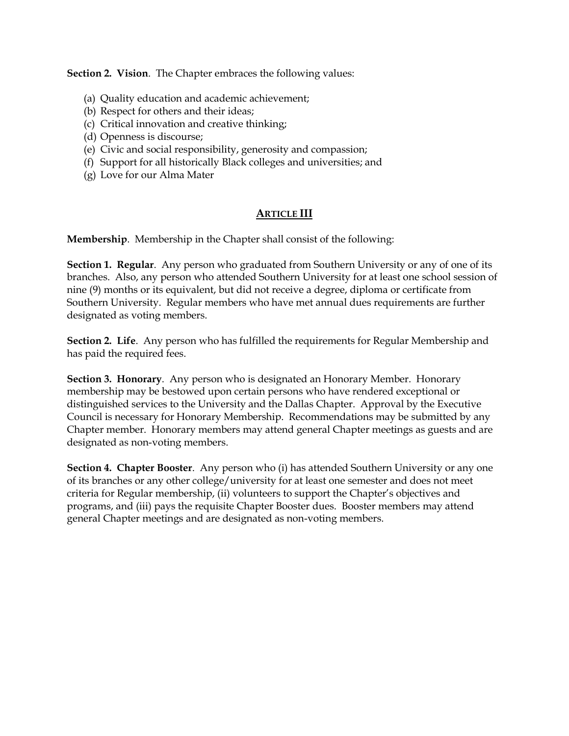**Section 2. Vision**. The Chapter embraces the following values:

(a) Quality education and academic achievement;
(b) Respect for others and their ideas;
(c) Critical innovation and creative thinking;
(d) Openness is discourse;
(e) Civic and social responsibility, generosity and compassion;
(f) Support for all historically Black colleges and universities; and
(g) Love for our Alma Mater

## ARTICLE III

**Membership**. Membership in the Chapter shall consist of the following:

**Section 1. Regular**. Any person who graduated from Southern University or any of one of its branches. Also, any person who attended Southern University for at least one school session of nine (9) months or its equivalent, but did not receive a degree, diploma or certificate from Southern University. Regular members who have met annual dues requirements are further designated as voting members.

**Section 2. Life**. Any person who has fulfilled the requirements for Regular Membership and has paid the required fees.

**Section 3. Honorary**. Any person who is designated an Honorary Member. Honorary membership may be bestowed upon certain persons who have rendered exceptional or distinguished services to the University and the Dallas Chapter. Approval by the Executive Council is necessary for Honorary Membership. Recommendations may be submitted by any Chapter member. Honorary members may attend general Chapter meetings as guests and are designated as non-voting members.

**Section 4. Chapter Booster**. Any person who (i) has attended Southern University or any one of its branches or any other college/university for at least one semester and does not meet criteria for Regular membership, (ii) volunteers to support the Chapter's objectives and programs, and (iii) pays the requisite Chapter Booster dues. Booster members may attend general Chapter meetings and are designated as non-voting members.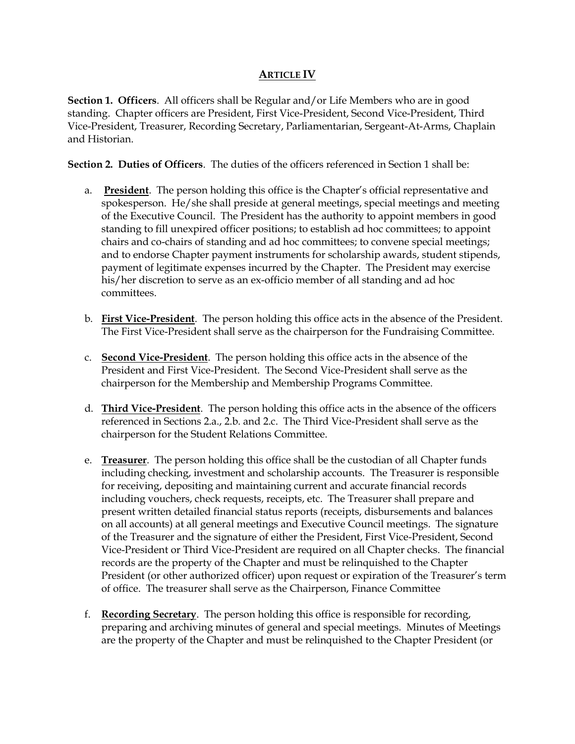## ARTICLE IV

**Section 1. Officers**. All officers shall be Regular and/or Life Members who are in good standing. Chapter officers are President, First Vice-President, Second Vice-President, Third Vice-President, Treasurer, Recording Secretary, Parliamentarian, Sergeant-At-Arms, Chaplain and Historian.

**Section 2. Duties of Officers**. The duties of the officers referenced in Section 1 shall be:

a. **<u>President</u>**. The person holding this office is the Chapter's official representative and spokesperson. He/she shall preside at general meetings, special meetings and meeting of the Executive Council. The President has the authority to appoint members in good standing to fill unexpired officer positions; to establish ad hoc committees; to appoint chairs and co-chairs of standing and ad hoc committees; to convene special meetings; and to endorse Chapter payment instruments for scholarship awards, student stipends, payment of legitimate expenses incurred by the Chapter. The President may exercise his/her discretion to serve as an ex-officio member of all standing and ad hoc committees.

b. **<u>First Vice-President</u>**. The person holding this office acts in the absence of the President. The First Vice-President shall serve as the chairperson for the Fundraising Committee.

c. **<u>Second Vice-President</u>**. The person holding this office acts in the absence of the President and First Vice-President. The Second Vice-President shall serve as the chairperson for the Membership and Membership Programs Committee.

d. **<u>Third Vice-President</u>**. The person holding this office acts in the absence of the officers referenced in Sections 2.a., 2.b. and 2.c. The Third Vice-President shall serve as the chairperson for the Student Relations Committee.

e. **<u>Treasurer</u>**. The person holding this office shall be the custodian of all Chapter funds including checking, investment and scholarship accounts. The Treasurer is responsible for receiving, depositing and maintaining current and accurate financial records including vouchers, check requests, receipts, etc. The Treasurer shall prepare and present written detailed financial status reports (receipts, disbursements and balances on all accounts) at all general meetings and Executive Council meetings. The signature of the Treasurer and the signature of either the President, First Vice-President, Second Vice-President or Third Vice-President are required on all Chapter checks. The financial records are the property of the Chapter and must be relinquished to the Chapter President (or other authorized officer) upon request or expiration of the Treasurer's term of office. The treasurer shall serve as the Chairperson, Finance Committee

f. **<u>Recording Secretary</u>**. The person holding this office is responsible for recording, preparing and archiving minutes of general and special meetings. Minutes of Meetings are the property of the Chapter and must be relinquished to the Chapter President (or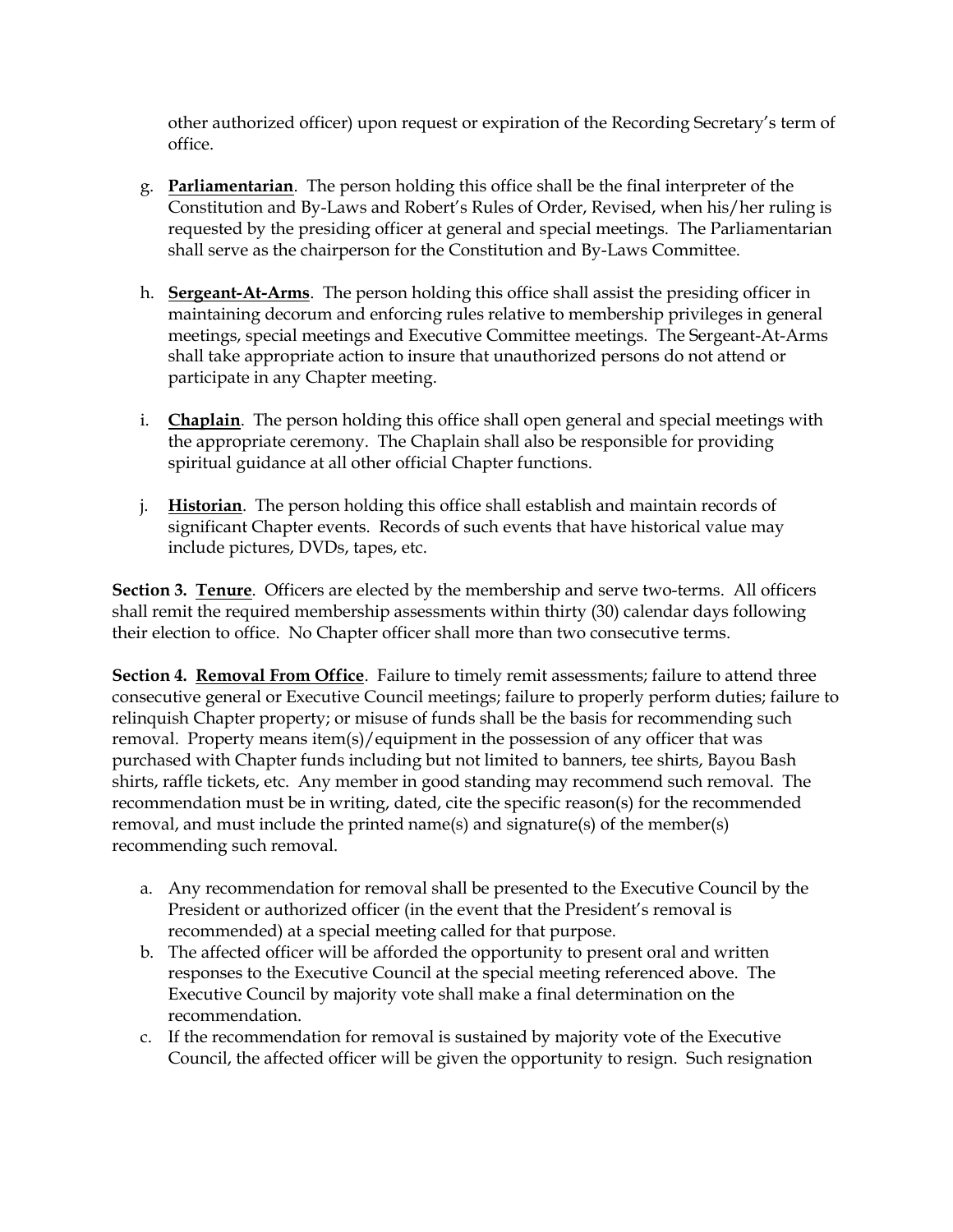other authorized officer) upon request or expiration of the Recording Secretary's term of office.

g. **Parliamentarian**. The person holding this office shall be the final interpreter of the Constitution and By-Laws and Robert's Rules of Order, Revised, when his/her ruling is requested by the presiding officer at general and special meetings. The Parliamentarian shall serve as the chairperson for the Constitution and By-Laws Committee.

h. **Sergeant-At-Arms**. The person holding this office shall assist the presiding officer in maintaining decorum and enforcing rules relative to membership privileges in general meetings, special meetings and Executive Committee meetings. The Sergeant-At-Arms shall take appropriate action to insure that unauthorized persons do not attend or participate in any Chapter meeting.

i. **Chaplain**. The person holding this office shall open general and special meetings with the appropriate ceremony. The Chaplain shall also be responsible for providing spiritual guidance at all other official Chapter functions.

j. **Historian**. The person holding this office shall establish and maintain records of significant Chapter events. Records of such events that have historical value may include pictures, DVDs, tapes, etc.

**Section 3. Tenure**. Officers are elected by the membership and serve two-terms. All officers shall remit the required membership assessments within thirty (30) calendar days following their election to office. No Chapter officer shall more than two consecutive terms.

**Section 4. Removal From Office**. Failure to timely remit assessments; failure to attend three consecutive general or Executive Council meetings; failure to properly perform duties; failure to relinquish Chapter property; or misuse of funds shall be the basis for recommending such removal. Property means item(s)/equipment in the possession of any officer that was purchased with Chapter funds including but not limited to banners, tee shirts, Bayou Bash shirts, raffle tickets, etc. Any member in good standing may recommend such removal. The recommendation must be in writing, dated, cite the specific reason(s) for the recommended removal, and must include the printed name(s) and signature(s) of the member(s) recommending such removal.

a. Any recommendation for removal shall be presented to the Executive Council by the President or authorized officer (in the event that the President's removal is recommended) at a special meeting called for that purpose.
b. The affected officer will be afforded the opportunity to present oral and written responses to the Executive Council at the special meeting referenced above. The Executive Council by majority vote shall make a final determination on the recommendation.
c. If the recommendation for removal is sustained by majority vote of the Executive Council, the affected officer will be given the opportunity to resign. Such resignation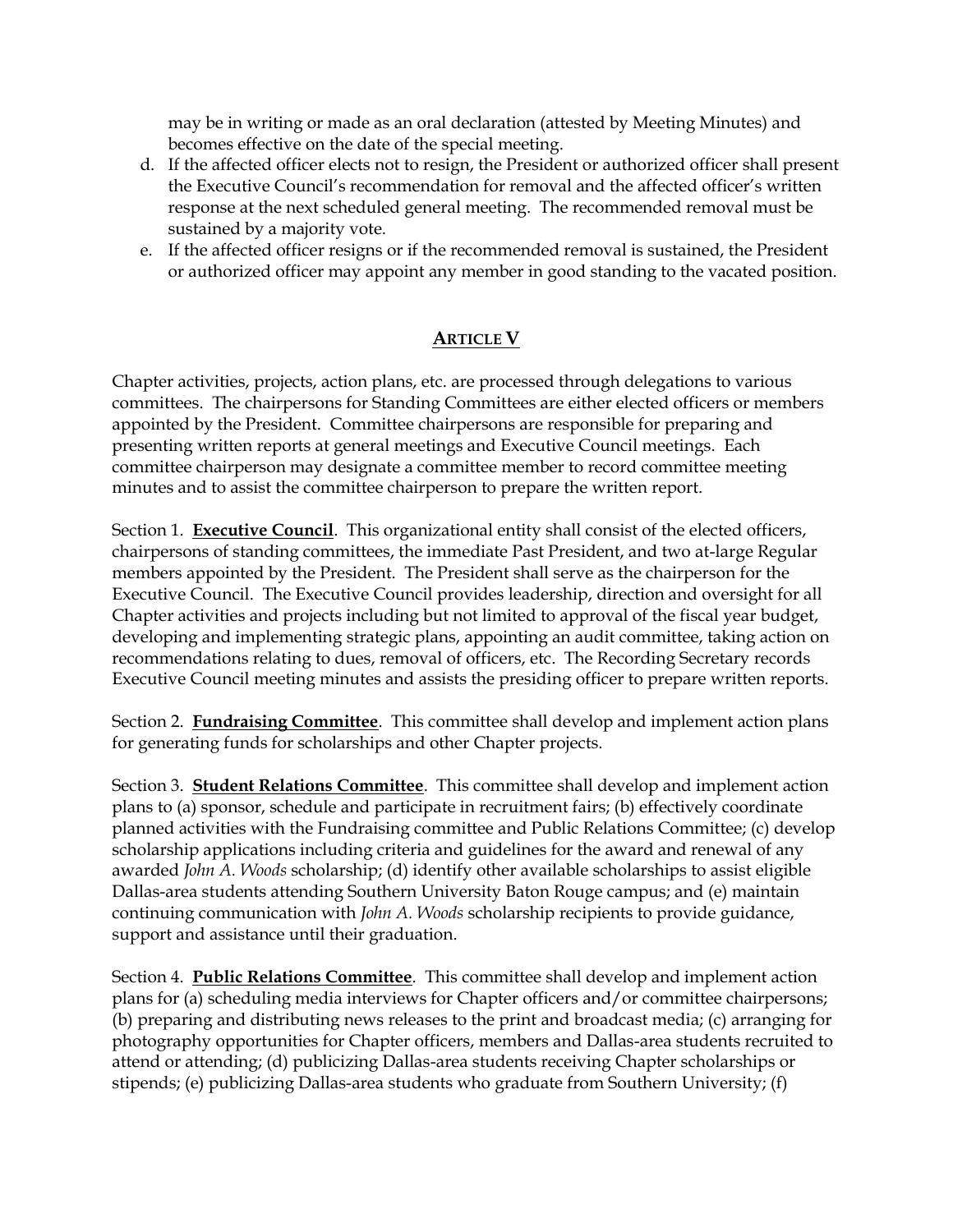may be in writing or made as an oral declaration (attested by Meeting Minutes) and becomes effective on the date of the special meeting.

d. If the affected officer elects not to resign, the President or authorized officer shall present the Executive Council's recommendation for removal and the affected officer's written response at the next scheduled general meeting. The recommended removal must be sustained by a majority vote.
e. If the affected officer resigns or if the recommended removal is sustained, the President or authorized officer may appoint any member in good standing to the vacated position.

## ARTICLE V

Chapter activities, projects, action plans, etc. are processed through delegations to various committees. The chairpersons for Standing Committees are either elected officers or members appointed by the President. Committee chairpersons are responsible for preparing and presenting written reports at general meetings and Executive Council meetings. Each committee chairperson may designate a committee member to record committee meeting minutes and to assist the committee chairperson to prepare the written report.

Section 1. **Executive Council**. This organizational entity shall consist of the elected officers, chairpersons of standing committees, the immediate Past President, and two at-large Regular members appointed by the President. The President shall serve as the chairperson for the Executive Council. The Executive Council provides leadership, direction and oversight for all Chapter activities and projects including but not limited to approval of the fiscal year budget, developing and implementing strategic plans, appointing an audit committee, taking action on recommendations relating to dues, removal of officers, etc. The Recording Secretary records Executive Council meeting minutes and assists the presiding officer to prepare written reports.

Section 2. **Fundraising Committee**. This committee shall develop and implement action plans for generating funds for scholarships and other Chapter projects.

Section 3. **Student Relations Committee**. This committee shall develop and implement action plans to (a) sponsor, schedule and participate in recruitment fairs; (b) effectively coordinate planned activities with the Fundraising committee and Public Relations Committee; (c) develop scholarship applications including criteria and guidelines for the award and renewal of any awarded *John A. Woods* scholarship; (d) identify other available scholarships to assist eligible Dallas-area students attending Southern University Baton Rouge campus; and (e) maintain continuing communication with *John A. Woods* scholarship recipients to provide guidance, support and assistance until their graduation.

Section 4. **Public Relations Committee**. This committee shall develop and implement action plans for (a) scheduling media interviews for Chapter officers and/or committee chairpersons; (b) preparing and distributing news releases to the print and broadcast media; (c) arranging for photography opportunities for Chapter officers, members and Dallas-area students recruited to attend or attending; (d) publicizing Dallas-area students receiving Chapter scholarships or stipends; (e) publicizing Dallas-area students who graduate from Southern University; (f)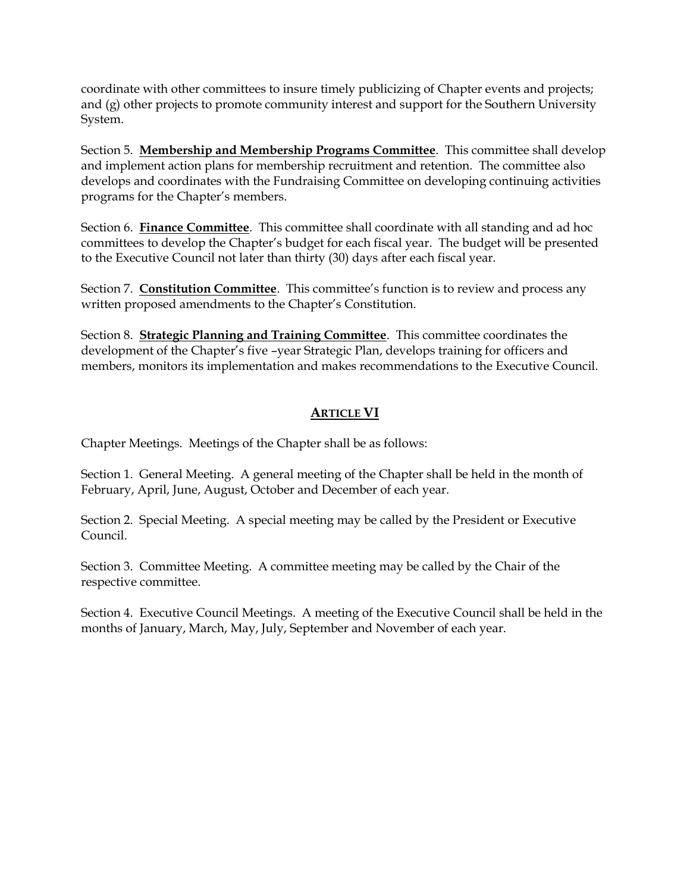coordinate with other committees to insure timely publicizing of Chapter events and projects; and (g) other projects to promote community interest and support for the Southern University System.

Section 5. **Membership and Membership Programs Committee**. This committee shall develop and implement action plans for membership recruitment and retention. The committee also develops and coordinates with the Fundraising Committee on developing continuing activities programs for the Chapter's members.

Section 6. **Finance Committee**. This committee shall coordinate with all standing and ad hoc committees to develop the Chapter's budget for each fiscal year. The budget will be presented to the Executive Council not later than thirty (30) days after each fiscal year.

Section 7. **Constitution Committee**. This committee's function is to review and process any written proposed amendments to the Chapter's Constitution.

Section 8. **Strategic Planning and Training Committee**. This committee coordinates the development of the Chapter's five –year Strategic Plan, develops training for officers and members, monitors its implementation and makes recommendations to the Executive Council.

## ARTICLE VI

Chapter Meetings. Meetings of the Chapter shall be as follows:

Section 1. General Meeting. A general meeting of the Chapter shall be held in the month of February, April, June, August, October and December of each year.

Section 2. Special Meeting. A special meeting may be called by the President or Executive Council.

Section 3. Committee Meeting. A committee meeting may be called by the Chair of the respective committee.

Section 4. Executive Council Meetings. A meeting of the Executive Council shall be held in the months of January, March, May, July, September and November of each year.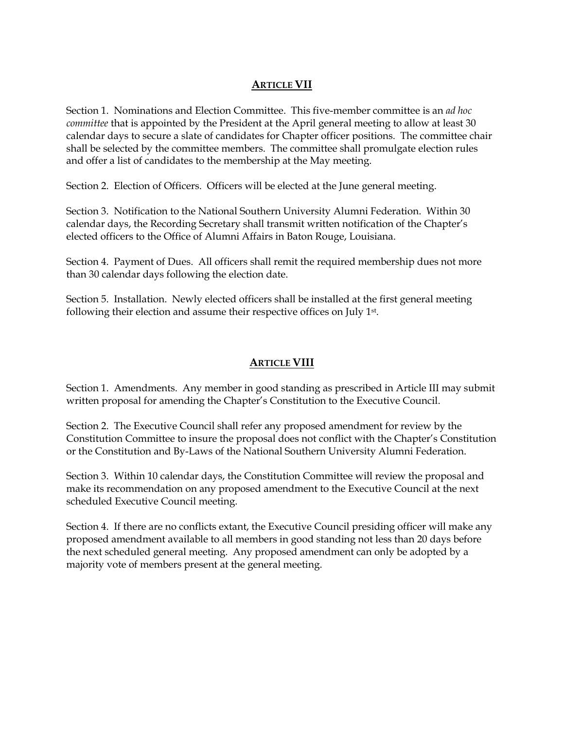## ARTICLE VII

Section 1. Nominations and Election Committee. This five-member committee is an *ad hoc committee* that is appointed by the President at the April general meeting to allow at least 30 calendar days to secure a slate of candidates for Chapter officer positions. The committee chair shall be selected by the committee members. The committee shall promulgate election rules and offer a list of candidates to the membership at the May meeting.

Section 2. Election of Officers. Officers will be elected at the June general meeting.

Section 3. Notification to the National Southern University Alumni Federation. Within 30 calendar days, the Recording Secretary shall transmit written notification of the Chapter's elected officers to the Office of Alumni Affairs in Baton Rouge, Louisiana.

Section 4. Payment of Dues. All officers shall remit the required membership dues not more than 30 calendar days following the election date.

Section 5. Installation. Newly elected officers shall be installed at the first general meeting following their election and assume their respective offices on July 1st.

## ARTICLE VIII

Section 1. Amendments. Any member in good standing as prescribed in Article III may submit written proposal for amending the Chapter's Constitution to the Executive Council.

Section 2. The Executive Council shall refer any proposed amendment for review by the Constitution Committee to insure the proposal does not conflict with the Chapter's Constitution or the Constitution and By-Laws of the National Southern University Alumni Federation.

Section 3. Within 10 calendar days, the Constitution Committee will review the proposal and make its recommendation on any proposed amendment to the Executive Council at the next scheduled Executive Council meeting.

Section 4. If there are no conflicts extant, the Executive Council presiding officer will make any proposed amendment available to all members in good standing not less than 20 days before the next scheduled general meeting. Any proposed amendment can only be adopted by a majority vote of members present at the general meeting.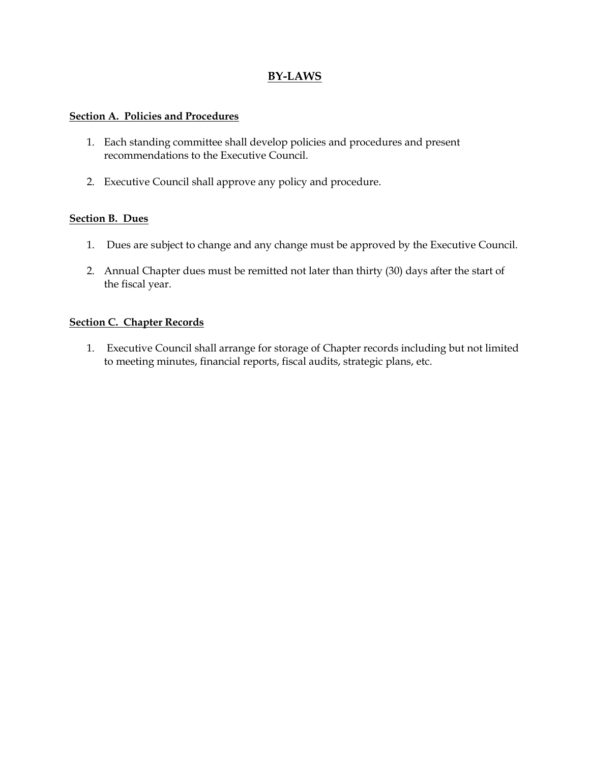# BY-LAWS

## Section A. Policies and Procedures

1. Each standing committee shall develop policies and procedures and present recommendations to the Executive Council.

2. Executive Council shall approve any policy and procedure.

## Section B. Dues

1. Dues are subject to change and any change must be approved by the Executive Council.

2. Annual Chapter dues must be remitted not later than thirty (30) days after the start of the fiscal year.

## Section C. Chapter Records

1. Executive Council shall arrange for storage of Chapter records including but not limited to meeting minutes, financial reports, fiscal audits, strategic plans, etc.